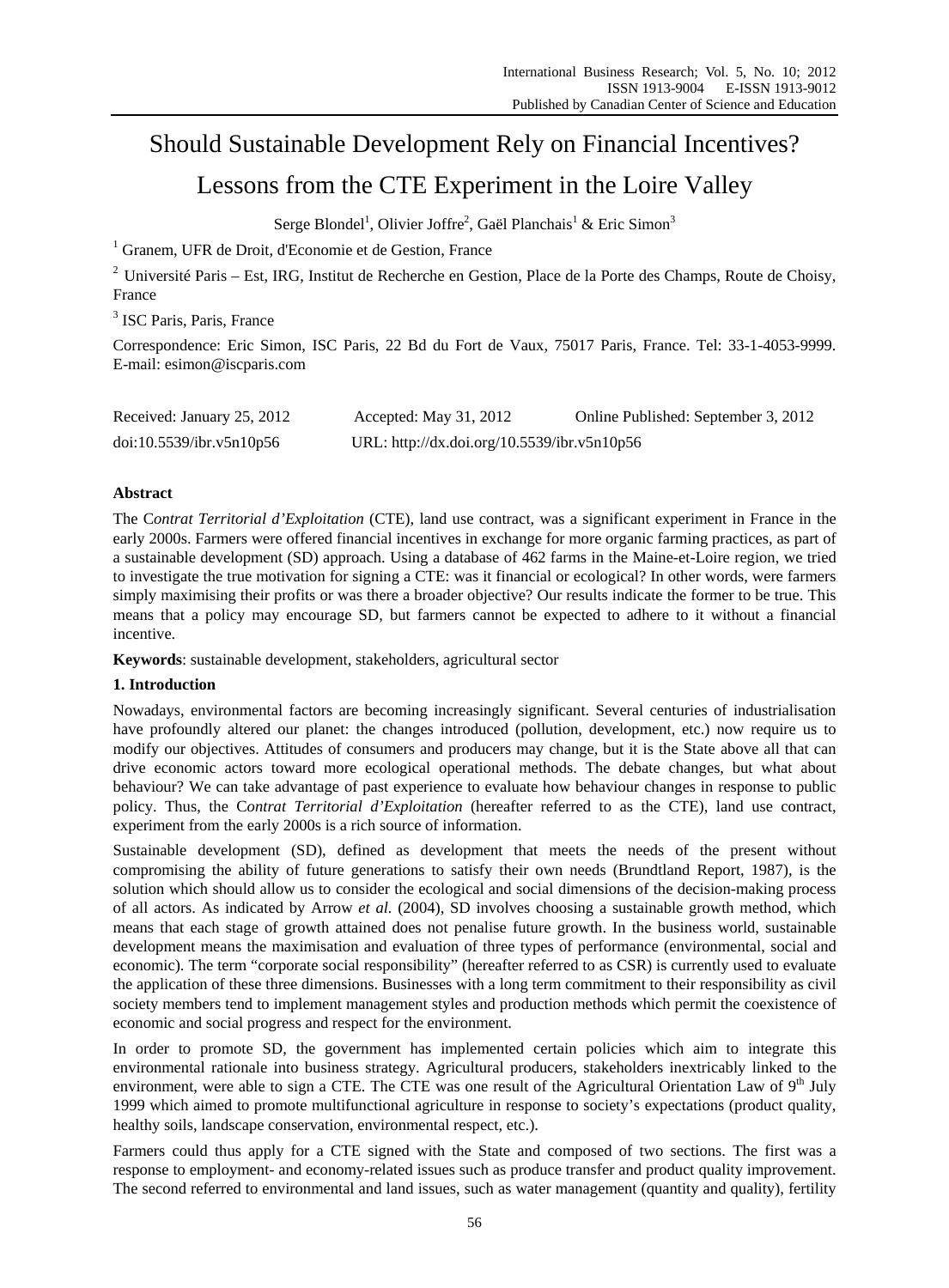# Should Sustainable Development Rely on Financial Incentives? Lessons from the CTE Experiment in the Loire Valley

Serge Blondel[1], Olivier Joffre[2], Gaël Planchais[1] & Eric Simon[3]

[1] Granem, UFR de Droit, d'Economie et de Gestion, France

[2] Université Paris – Est, IRG, Institut de Recherche en Gestion, Place de la Porte des Champs, Route de Choisy, France

[3] ISC Paris, Paris, France

Correspondence: Eric Simon, ISC Paris, 22 Bd du Fort de Vaux, 75017 Paris, France. Tel: 33-1-4053-9999. E-mail: esimon@iscparis.com

Received: January 25, 2012 Accepted: May 31, 2012 Online Published: September 3, 2012

doi:10.5539/ibr.v5n10p56 URL: http://dx.doi.org/10.5539/ibr.v5n10p56

**Abstract**

The C*ontrat Territorial d'Exploitation* (CTE), land use contract, was a significant experiment in France in the early 2000s. Farmers were offered financial incentives in exchange for more organic farming practices, as part of a sustainable development (SD) approach. Using a database of 462 farms in the Maine-et-Loire region, we tried to investigate the true motivation for signing a CTE: was it financial or ecological? In other words, were farmers simply maximising their profits or was there a broader objective? Our results indicate the former to be true. This means that a policy may encourage SD, but farmers cannot be expected to adhere to it without a financial incentive.

**Keywords**: sustainable development, stakeholders, agricultural sector

## 1. Introduction

Nowadays, environmental factors are becoming increasingly significant. Several centuries of industrialisation have profoundly altered our planet: the changes introduced (pollution, development, etc.) now require us to modify our objectives. Attitudes of consumers and producers may change, but it is the State above all that can drive economic actors toward more ecological operational methods. The debate changes, but what about behaviour? We can take advantage of past experience to evaluate how behaviour changes in response to public policy. Thus, the C*ontrat Territorial d'Exploitation* (hereafter referred to as the CTE), land use contract, experiment from the early 2000s is a rich source of information.

Sustainable development (SD), defined as development that meets the needs of the present without compromising the ability of future generations to satisfy their own needs (Brundtland Report, 1987), is the solution which should allow us to consider the ecological and social dimensions of the decision-making process of all actors. As indicated by Arrow *et al.* (2004), SD involves choosing a sustainable growth method, which means that each stage of growth attained does not penalise future growth. In the business world, sustainable development means the maximisation and evaluation of three types of performance (environmental, social and economic). The term "corporate social responsibility" (hereafter referred to as CSR) is currently used to evaluate the application of these three dimensions. Businesses with a long term commitment to their responsibility as civil society members tend to implement management styles and production methods which permit the coexistence of economic and social progress and respect for the environment.

In order to promote SD, the government has implemented certain policies which aim to integrate this environmental rationale into business strategy. Agricultural producers, stakeholders inextricably linked to the environment, were able to sign a CTE. The CTE was one result of the Agricultural Orientation Law of 9th July 1999 which aimed to promote multifunctional agriculture in response to society's expectations (product quality, healthy soils, landscape conservation, environmental respect, etc.).

Farmers could thus apply for a CTE signed with the State and composed of two sections. The first was a response to employment- and economy-related issues such as produce transfer and product quality improvement. The second referred to environmental and land issues, such as water management (quantity and quality), fertility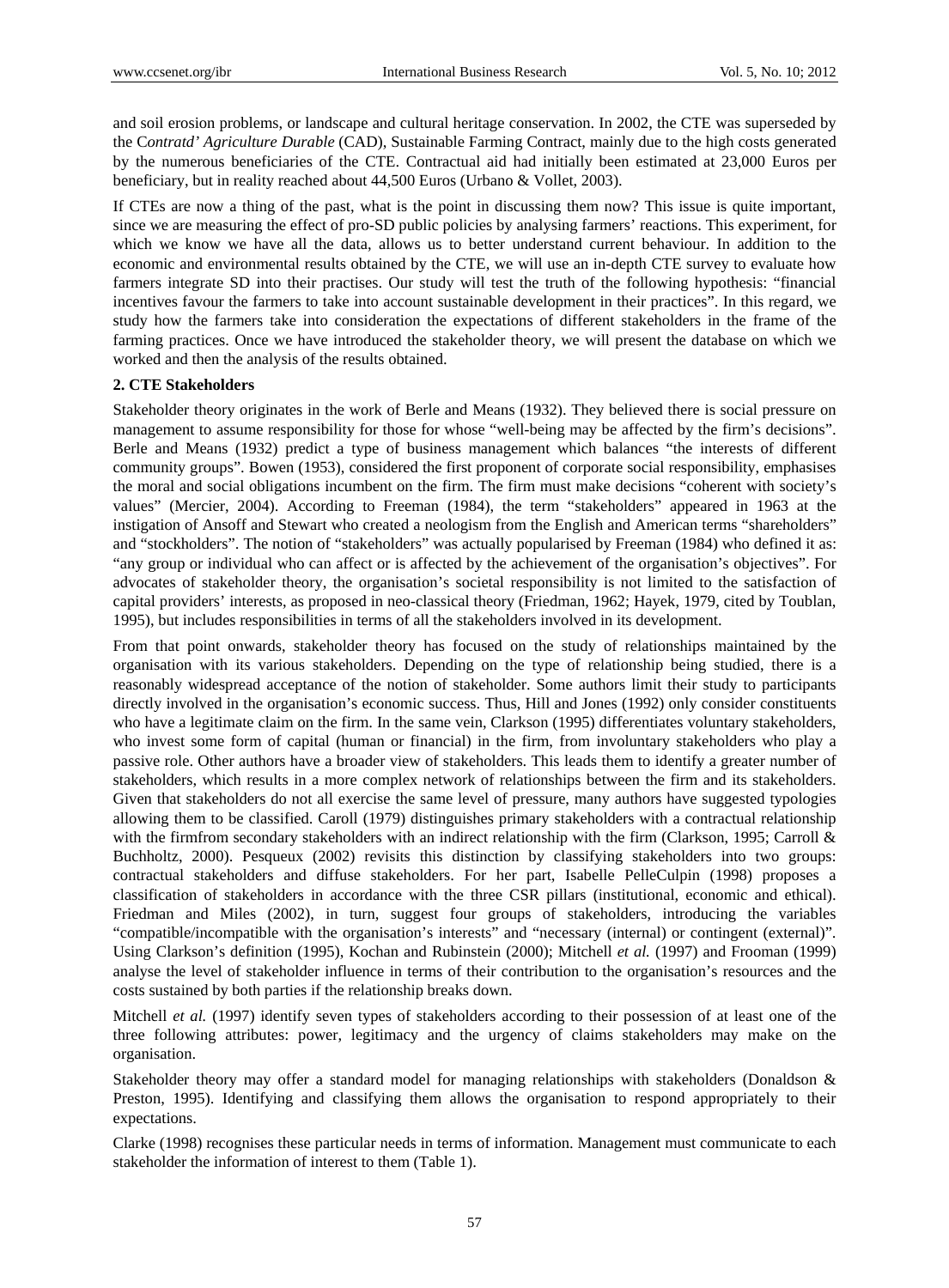and soil erosion problems, or landscape and cultural heritage conservation. In 2002, the CTE was superseded by the C*ontratd' Agriculture Durable* (CAD), Sustainable Farming Contract, mainly due to the high costs generated by the numerous beneficiaries of the CTE. Contractual aid had initially been estimated at 23,000 Euros per beneficiary, but in reality reached about 44,500 Euros (Urbano & Vollet, 2003).

If CTEs are now a thing of the past, what is the point in discussing them now? This issue is quite important, since we are measuring the effect of pro-SD public policies by analysing farmers' reactions. This experiment, for which we know we have all the data, allows us to better understand current behaviour. In addition to the economic and environmental results obtained by the CTE, we will use an in-depth CTE survey to evaluate how farmers integrate SD into their practises. Our study will test the truth of the following hypothesis: "financial incentives favour the farmers to take into account sustainable development in their practices". In this regard, we study how the farmers take into consideration the expectations of different stakeholders in the frame of the farming practices. Once we have introduced the stakeholder theory, we will present the database on which we worked and then the analysis of the results obtained.

## 2. CTE Stakeholders

Stakeholder theory originates in the work of Berle and Means (1932). They believed there is social pressure on management to assume responsibility for those for whose "well-being may be affected by the firm's decisions". Berle and Means (1932) predict a type of business management which balances "the interests of different community groups". Bowen (1953), considered the first proponent of corporate social responsibility, emphasises the moral and social obligations incumbent on the firm. The firm must make decisions "coherent with society's values" (Mercier, 2004). According to Freeman (1984), the term "stakeholders" appeared in 1963 at the instigation of Ansoff and Stewart who created a neologism from the English and American terms "shareholders" and "stockholders". The notion of "stakeholders" was actually popularised by Freeman (1984) who defined it as: "any group or individual who can affect or is affected by the achievement of the organisation's objectives". For advocates of stakeholder theory, the organisation's societal responsibility is not limited to the satisfaction of capital providers' interests, as proposed in neo-classical theory (Friedman, 1962; Hayek, 1979, cited by Toublan, 1995), but includes responsibilities in terms of all the stakeholders involved in its development.

From that point onwards, stakeholder theory has focused on the study of relationships maintained by the organisation with its various stakeholders. Depending on the type of relationship being studied, there is a reasonably widespread acceptance of the notion of stakeholder. Some authors limit their study to participants directly involved in the organisation's economic success. Thus, Hill and Jones (1992) only consider constituents who have a legitimate claim on the firm. In the same vein, Clarkson (1995) differentiates voluntary stakeholders, who invest some form of capital (human or financial) in the firm, from involuntary stakeholders who play a passive role. Other authors have a broader view of stakeholders. This leads them to identify a greater number of stakeholders, which results in a more complex network of relationships between the firm and its stakeholders. Given that stakeholders do not all exercise the same level of pressure, many authors have suggested typologies allowing them to be classified. Caroll (1979) distinguishes primary stakeholders with a contractual relationship with the firmfrom secondary stakeholders with an indirect relationship with the firm (Clarkson, 1995; Carroll & Buchholtz, 2000). Pesqueux (2002) revisits this distinction by classifying stakeholders into two groups: contractual stakeholders and diffuse stakeholders. For her part, Isabelle PelleCulpin (1998) proposes a classification of stakeholders in accordance with the three CSR pillars (institutional, economic and ethical). Friedman and Miles (2002), in turn, suggest four groups of stakeholders, introducing the variables "compatible/incompatible with the organisation's interests" and "necessary (internal) or contingent (external)". Using Clarkson's definition (1995), Kochan and Rubinstein (2000); Mitchell *et al.* (1997) and Frooman (1999) analyse the level of stakeholder influence in terms of their contribution to the organisation's resources and the costs sustained by both parties if the relationship breaks down.

Mitchell *et al.* (1997) identify seven types of stakeholders according to their possession of at least one of the three following attributes: power, legitimacy and the urgency of claims stakeholders may make on the organisation.

Stakeholder theory may offer a standard model for managing relationships with stakeholders (Donaldson & Preston, 1995). Identifying and classifying them allows the organisation to respond appropriately to their expectations.

Clarke (1998) recognises these particular needs in terms of information. Management must communicate to each stakeholder the information of interest to them (Table 1).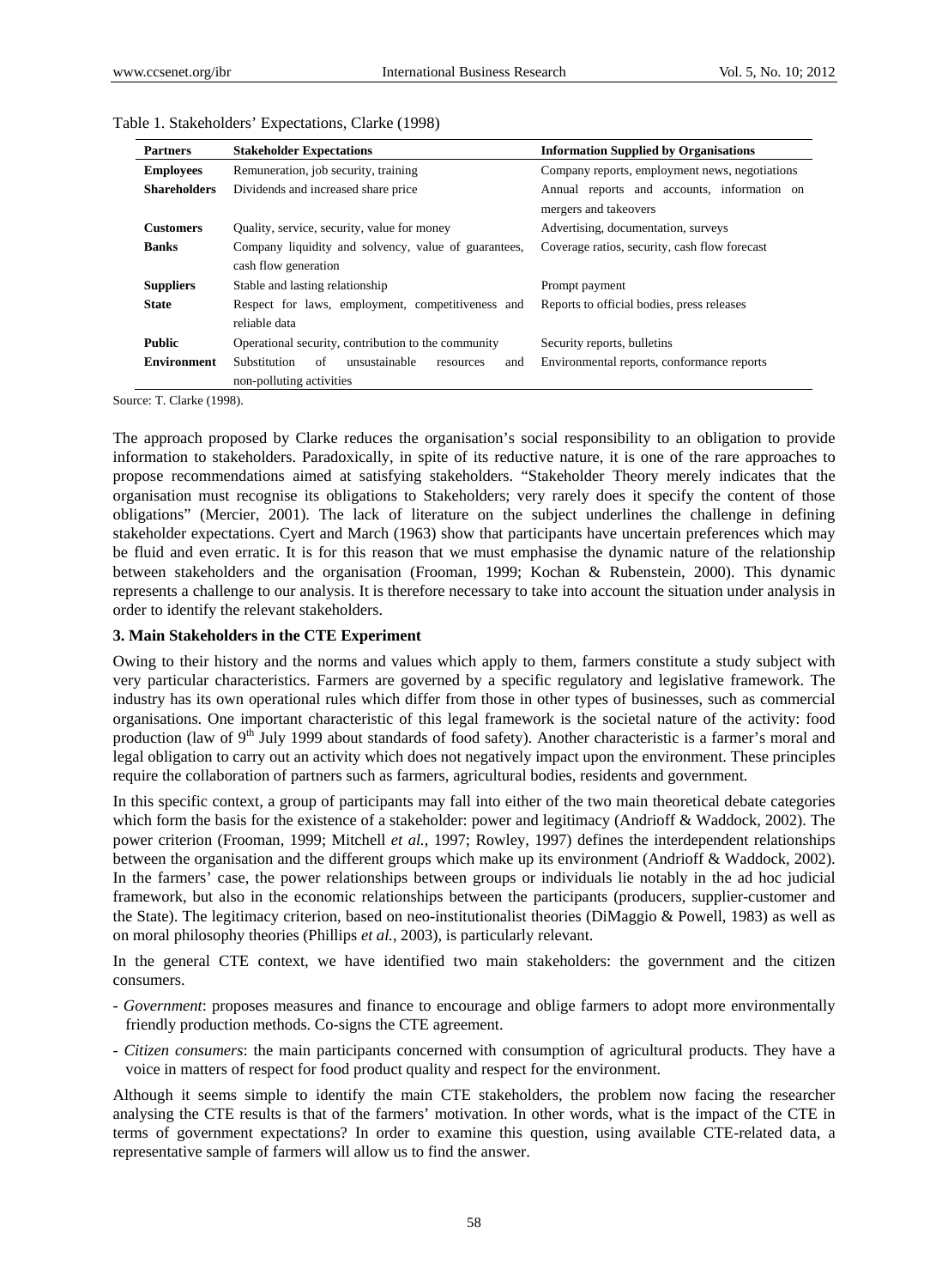Table 1. Stakeholders' Expectations, Clarke (1998)

| Partners | Stakeholder Expectations | Information Supplied by Organisations |
|---|---|---|
| **Employees** | Remuneration, job security, training | Company reports, employment news, negotiations |
| **Shareholders** | Dividends and increased share price | Annual reports and accounts, information on mergers and takeovers |
| **Customers** | Quality, service, security, value for money | Advertising, documentation, surveys |
| **Banks** | Company liquidity and solvency, value of guarantees, cash flow generation | Coverage ratios, security, cash flow forecast |
| **Suppliers** | Stable and lasting relationship | Prompt payment |
| **State** | Respect for laws, employment, competitiveness and reliable data | Reports to official bodies, press releases |
| **Public** | Operational security, contribution to the community | Security reports, bulletins |
| **Environment** | Substitution of unsustainable resources and non-polluting activities | Environmental reports, conformance reports |

Source: T. Clarke (1998).

The approach proposed by Clarke reduces the organisation's social responsibility to an obligation to provide information to stakeholders. Paradoxically, in spite of its reductive nature, it is one of the rare approaches to propose recommendations aimed at satisfying stakeholders. "Stakeholder Theory merely indicates that the organisation must recognise its obligations to Stakeholders; very rarely does it specify the content of those obligations" (Mercier, 2001). The lack of literature on the subject underlines the challenge in defining stakeholder expectations. Cyert and March (1963) show that participants have uncertain preferences which may be fluid and even erratic. It is for this reason that we must emphasise the dynamic nature of the relationship between stakeholders and the organisation (Frooman, 1999; Kochan & Rubenstein, 2000). This dynamic represents a challenge to our analysis. It is therefore necessary to take into account the situation under analysis in order to identify the relevant stakeholders.

### 3. Main Stakeholders in the CTE Experiment

Owing to their history and the norms and values which apply to them, farmers constitute a study subject with very particular characteristics. Farmers are governed by a specific regulatory and legislative framework. The industry has its own operational rules which differ from those in other types of businesses, such as commercial organisations. One important characteristic of this legal framework is the societal nature of the activity: food production (law of 9th July 1999 about standards of food safety). Another characteristic is a farmer's moral and legal obligation to carry out an activity which does not negatively impact upon the environment. These principles require the collaboration of partners such as farmers, agricultural bodies, residents and government.

In this specific context, a group of participants may fall into either of the two main theoretical debate categories which form the basis for the existence of a stakeholder: power and legitimacy (Andrioff & Waddock, 2002). The power criterion (Frooman, 1999; Mitchell *et al.*, 1997; Rowley, 1997) defines the interdependent relationships between the organisation and the different groups which make up its environment (Andrioff & Waddock, 2002). In the farmers' case, the power relationships between groups or individuals lie notably in the ad hoc judicial framework, but also in the economic relationships between the participants (producers, supplier-customer and the State). The legitimacy criterion, based on neo-institutionalist theories (DiMaggio & Powell, 1983) as well as on moral philosophy theories (Phillips *et al.*, 2003), is particularly relevant.

In the general CTE context, we have identified two main stakeholders: the government and the citizen consumers.

- *Government*: proposes measures and finance to encourage and oblige farmers to adopt more environmentally friendly production methods. Co-signs the CTE agreement.
- *Citizen consumers*: the main participants concerned with consumption of agricultural products. They have a voice in matters of respect for food product quality and respect for the environment.

Although it seems simple to identify the main CTE stakeholders, the problem now facing the researcher analysing the CTE results is that of the farmers' motivation. In other words, what is the impact of the CTE in terms of government expectations? In order to examine this question, using available CTE-related data, a representative sample of farmers will allow us to find the answer.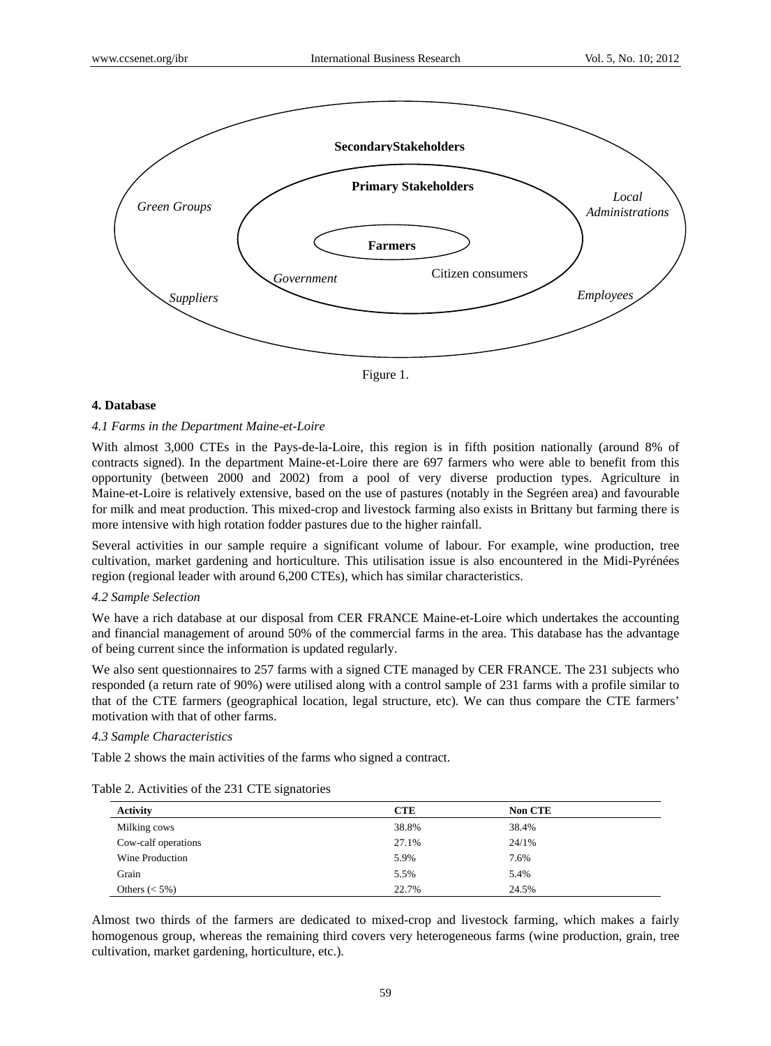Secondary Stakeholders

Primary Stakeholders

Farmers

*Green Groups*

*Local Administrations*

*Government*

Citizen consumers

*Suppliers*

*Employees*

Figure 1.

### 4. Database

#### *4.1 Farms in the Department Maine-et-Loire*

With almost 3,000 CTEs in the Pays-de-la-Loire, this region is in fifth position nationally (around 8% of contracts signed). In the department Maine-et-Loire there are 697 farmers who were able to benefit from this opportunity (between 2000 and 2002) from a pool of very diverse production types. Agriculture in Maine-et-Loire is relatively extensive, based on the use of pastures (notably in the Segréen area) and favourable for milk and meat production. This mixed-crop and livestock farming also exists in Brittany but farming there is more intensive with high rotation fodder pastures due to the higher rainfall.

Several activities in our sample require a significant volume of labour. For example, wine production, tree cultivation, market gardening and horticulture. This utilisation issue is also encountered in the Midi-Pyrénées region (regional leader with around 6,200 CTEs), which has similar characteristics.

#### *4.2 Sample Selection*

We have a rich database at our disposal from CER FRANCE Maine-et-Loire which undertakes the accounting and financial management of around 50% of the commercial farms in the area. This database has the advantage of being current since the information is updated regularly.

We also sent questionnaires to 257 farms with a signed CTE managed by CER FRANCE. The 231 subjects who responded (a return rate of 90%) were utilised along with a control sample of 231 farms with a profile similar to that of the CTE farmers (geographical location, legal structure, etc). We can thus compare the CTE farmers' motivation with that of other farms.

#### *4.3 Sample Characteristics*

Table 2 shows the main activities of the farms who signed a contract.

Table 2. Activities of the 231 CTE signatories

| Activity | CTE | Non CTE |
|---|---|---|
| Milking cows | 38.8% | 38.4% |
| Cow-calf operations | 27.1% | 24/1% |
| Wine Production | 5.9% | 7.6% |
| Grain | 5.5% | 5.4% |
| Others (< 5%) | 22.7% | 24.5% |

Almost two thirds of the farmers are dedicated to mixed-crop and livestock farming, which makes a fairly homogenous group, whereas the remaining third covers very heterogeneous farms (wine production, grain, tree cultivation, market gardening, horticulture, etc.).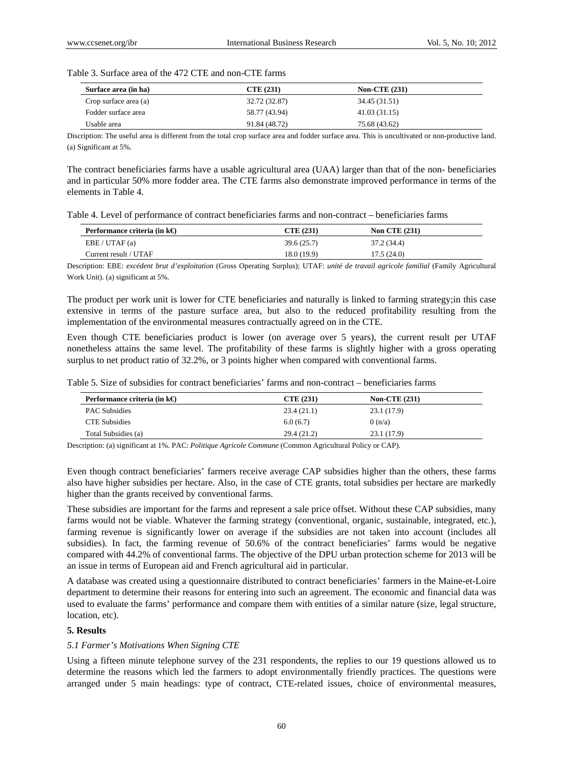Table 3. Surface area of the 472 CTE and non-CTE farms

| Surface area (in ha) | CTE (231) | Non-CTE (231) |
|---|---|---|
| Crop surface area (a) | 32.72 (32.87) | 34.45 (31.51) |
| Fodder surface area | 58.77 (43.94) | 41.03 (31.15) |
| Usable area | 91.84 (48.72) | 75.68 (43.62) |

Discription: The useful area is different from the total crop surface area and fodder surface area. This is uncultivated or non-productive land. (a) Significant at 5%.

The contract beneficiaries farms have a usable agricultural area (UAA) larger than that of the non- beneficiaries and in particular 50% more fodder area. The CTE farms also demonstrate improved performance in terms of the elements in Table 4.

Table 4. Level of performance of contract beneficiaries farms and non-contract – beneficiaries farms

| Performance criteria (in k€) | CTE (231) | Non CTE (231) |
|---|---|---|
| EBE / UTAF (a) | 39.6 (25.7) | 37.2 (34.4) |
| Current result / UTAF | 18.0 (19.9) | 17.5 (24.0) |

Description: EBE: *excédent brut d'exploitation* (Gross Operating Surplus); UTAF: *unité de travail agricole familial* (Family Agricultural Work Unit). (a) significant at 5%.

The product per work unit is lower for CTE beneficiaries and naturally is linked to farming strategy;in this case extensive in terms of the pasture surface area, but also to the reduced profitability resulting from the implementation of the environmental measures contractually agreed on in the CTE.

Even though CTE beneficiaries product is lower (on average over 5 years), the current result per UTAF nonetheless attains the same level. The profitability of these farms is slightly higher with a gross operating surplus to net product ratio of 32.2%, or 3 points higher when compared with conventional farms.

Table 5. Size of subsidies for contract beneficiaries' farms and non-contract – beneficiaries farms

| Performance criteria (in k€) | CTE (231) | Non-CTE (231) |
|---|---|---|
| PAC Subsidies | 23.4 (21.1) | 23.1 (17.9) |
| CTE Subsidies | 6.0 (6.7) | 0 (n/a) |
| Total Subsidies (a) | 29.4 (21.2) | 23.1 (17.9) |

Description: (a) significant at 1%. PAC: *Politique Agricole Commune* (Common Agricultural Policy or CAP).

Even though contract beneficiaries' farmers receive average CAP subsidies higher than the others, these farms also have higher subsidies per hectare. Also, in the case of CTE grants, total subsidies per hectare are markedly higher than the grants received by conventional farms.

These subsidies are important for the farms and represent a sale price offset. Without these CAP subsidies, many farms would not be viable. Whatever the farming strategy (conventional, organic, sustainable, integrated, etc.), farming revenue is significantly lower on average if the subsidies are not taken into account (includes all subsidies). In fact, the farming revenue of 50.6% of the contract beneficiaries' farms would be negative compared with 44.2% of conventional farms. The objective of the DPU urban protection scheme for 2013 will be an issue in terms of European aid and French agricultural aid in particular.

A database was created using a questionnaire distributed to contract beneficiaries' farmers in the Maine-et-Loire department to determine their reasons for entering into such an agreement. The economic and financial data was used to evaluate the farms' performance and compare them with entities of a similar nature (size, legal structure, location, etc).

## 5. Results

### *5.1 Farmer's Motivations When Signing CTE*

Using a fifteen minute telephone survey of the 231 respondents, the replies to our 19 questions allowed us to determine the reasons which led the farmers to adopt environmentally friendly practices. The questions were arranged under 5 main headings: type of contract, CTE-related issues, choice of environmental measures,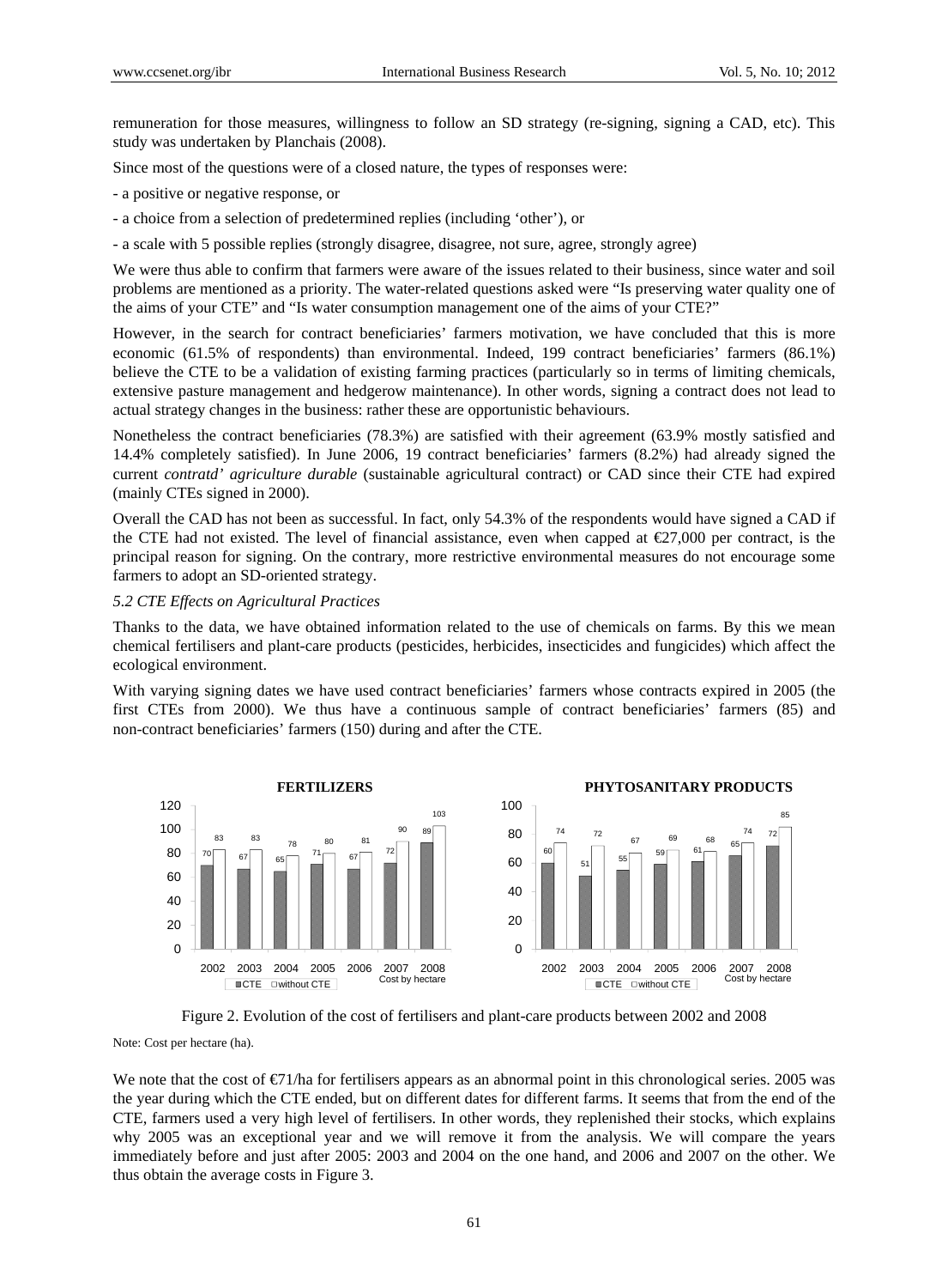remuneration for those measures, willingness to follow an SD strategy (re-signing, signing a CAD, etc). This study was undertaken by Planchais (2008).

Since most of the questions were of a closed nature, the types of responses were:

- a positive or negative response, or

- a choice from a selection of predetermined replies (including 'other'), or

- a scale with 5 possible replies (strongly disagree, disagree, not sure, agree, strongly agree)

We were thus able to confirm that farmers were aware of the issues related to their business, since water and soil problems are mentioned as a priority. The water-related questions asked were "Is preserving water quality one of the aims of your CTE" and "Is water consumption management one of the aims of your CTE?"

However, in the search for contract beneficiaries' farmers motivation, we have concluded that this is more economic (61.5% of respondents) than environmental. Indeed, 199 contract beneficiaries' farmers (86.1%) believe the CTE to be a validation of existing farming practices (particularly so in terms of limiting chemicals, extensive pasture management and hedgerow maintenance). In other words, signing a contract does not lead to actual strategy changes in the business: rather these are opportunistic behaviours.

Nonetheless the contract beneficiaries (78.3%) are satisfied with their agreement (63.9% mostly satisfied and 14.4% completely satisfied). In June 2006, 19 contract beneficiaries' farmers (8.2%) had already signed the current *contratd' agriculture durable* (sustainable agricultural contract) or CAD since their CTE had expired (mainly CTEs signed in 2000).

Overall the CAD has not been as successful. In fact, only 54.3% of the respondents would have signed a CAD if the CTE had not existed. The level of financial assistance, even when capped at €27,000 per contract, is the principal reason for signing. On the contrary, more restrictive environmental measures do not encourage some farmers to adopt an SD-oriented strategy.

*5.2 CTE Effects on Agricultural Practices*

Thanks to the data, we have obtained information related to the use of chemicals on farms. By this we mean chemical fertilisers and plant-care products (pesticides, herbicides, insecticides and fungicides) which affect the ecological environment.

With varying signing dates we have used contract beneficiaries' farmers whose contracts expired in 2005 (the first CTEs from 2000). We thus have a continuous sample of contract beneficiaries' farmers (85) and non-contract beneficiaries' farmers (150) during and after the CTE.

**FERTILIZERS** (Cost by hectare)

| Year | CTE | without CTE |
|---|---|---|
| 2002 | 70 | 83 |
| 2003 | 67 | 83 |
| 2004 | 65 | 78 |
| 2005 | 71 | 80 |
| 2006 | 67 | 81 |
| 2007 | 72 | 90 |
| 2008 | 89 | 103 |

**PHYTOSANITARY PRODUCTS** (Cost by hectare)

| Year | CTE | without CTE |
|---|---|---|
| 2002 | 60 | 74 |
| 2003 | 51 | 72 |
| 2004 | 55 | 67 |
| 2005 | 59 | 69 |
| 2006 | 61 | 68 |
| 2007 | 65 | 74 |
| 2008 | 72 | 85 |

Figure 2. Evolution of the cost of fertilisers and plant-care products between 2002 and 2008

Note: Cost per hectare (ha).

We note that the cost of €71/ha for fertilisers appears as an abnormal point in this chronological series. 2005 was the year during which the CTE ended, but on different dates for different farms. It seems that from the end of the CTE, farmers used a very high level of fertilisers. In other words, they replenished their stocks, which explains why 2005 was an exceptional year and we will remove it from the analysis. We will compare the years immediately before and just after 2005: 2003 and 2004 on the one hand, and 2006 and 2007 on the other. We thus obtain the average costs in Figure 3.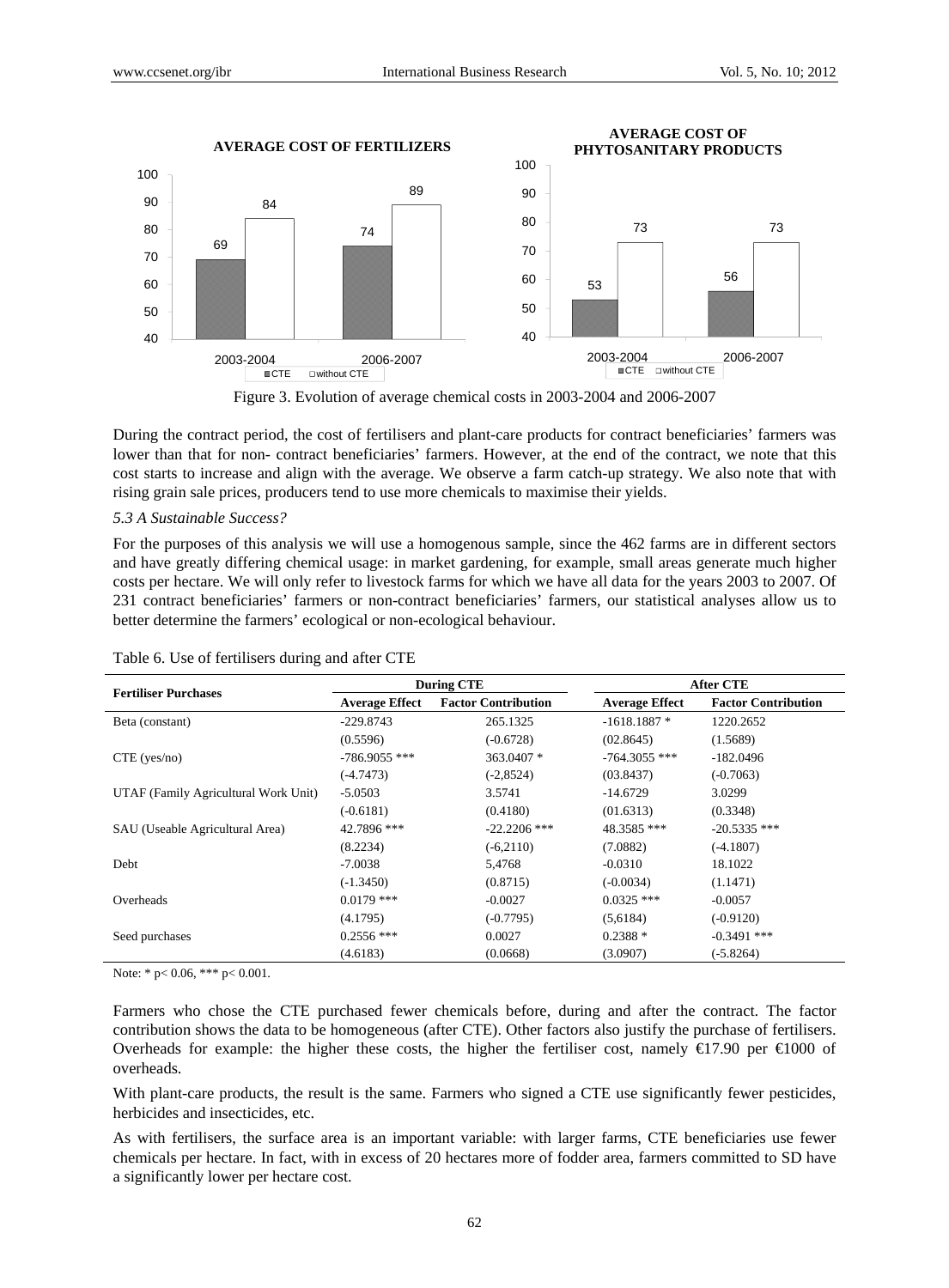Figure 3. Evolution of average chemical costs in 2003-2004 and 2006-2007

During the contract period, the cost of fertilisers and plant-care products for contract beneficiaries' farmers was lower than that for non- contract beneficiaries' farmers. However, at the end of the contract, we note that this cost starts to increase and align with the average. We observe a farm catch-up strategy. We also note that with rising grain sale prices, producers tend to use more chemicals to maximise their yields.

*5.3 A Sustainable Success?*

For the purposes of this analysis we will use a homogenous sample, since the 462 farms are in different sectors and have greatly differing chemical usage: in market gardening, for example, small areas generate much higher costs per hectare. We will only refer to livestock farms for which we have all data for the years 2003 to 2007. Of 231 contract beneficiaries' farmers or non-contract beneficiaries' farmers, our statistical analyses allow us to better determine the farmers' ecological or non-ecological behaviour.

Table 6. Use of fertilisers during and after CTE

| Fertiliser Purchases | During CTE | | After CTE | |
|---|---|---|---|---|
| | Average Effect | Factor Contribution | Average Effect | Factor Contribution |
| Beta (constant) | -229.8743 | 265.1325 | -1618.1887 * | 1220.2652 |
| | (0.5596) | (-0.6728) | (02.8645) | (1.5689) |
| CTE (yes/no) | -786.9055 *** | 363.0407 * | -764.3055 *** | -182.0496 |
| | (-4.7473) | (-2,8524) | (03.8437) | (-0.7063) |
| UTAF (Family Agricultural Work Unit) | -5.0503 | 3.5741 | -14.6729 | 3.0299 |
| | (-0.6181) | (0.4180) | (01.6313) | (0.3348) |
| SAU (Useable Agricultural Area) | 42.7896 *** | -22.2206 *** | 48.3585 *** | -20.5335 *** |
| | (8.2234) | (-6,2110) | (7.0882) | (-4.1807) |
| Debt | -7.0038 | 5,4768 | -0.0310 | 18.1022 |
| | (-1.3450) | (0.8715) | (-0.0034) | (1.1471) |
| Overheads | 0.0179 *** | -0.0027 | 0.0325 *** | -0.0057 |
| | (4.1795) | (-0.7795) | (5,6184) | (-0.9120) |
| Seed purchases | 0.2556 *** | 0.0027 | 0.2388 * | -0.3491 *** |
| | (4.6183) | (0.0668) | (3.0907) | (-5.8264) |

Note: * $p< 0.06$, *** $p< 0.001$.

Farmers who chose the CTE purchased fewer chemicals before, during and after the contract. The factor contribution shows the data to be homogeneous (after CTE). Other factors also justify the purchase of fertilisers. Overheads for example: the higher these costs, the higher the fertiliser cost, namely €17.90 per €1000 of overheads.

With plant-care products, the result is the same. Farmers who signed a CTE use significantly fewer pesticides, herbicides and insecticides, etc.

As with fertilisers, the surface area is an important variable: with larger farms, CTE beneficiaries use fewer chemicals per hectare. In fact, with in excess of 20 hectares more of fodder area, farmers committed to SD have a significantly lower per hectare cost.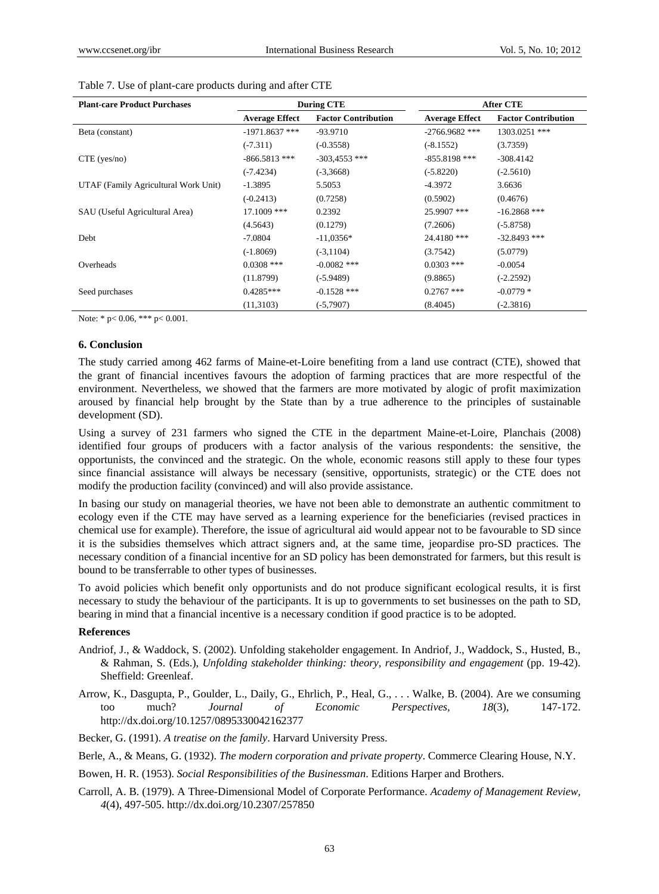Table 7. Use of plant-care products during and after CTE

| Plant-care Product Purchases | During CTE | | After CTE | |
|---|---|---|---|---|
| | Average Effect | Factor Contribution | Average Effect | Factor Contribution |
| Beta (constant) | -1971.8637 *** | -93.9710 | -2766.9682 *** | 1303.0251 *** |
| | (-7.311) | (-0.3558) | (-8.1552) | (3.7359) |
| CTE (yes/no) | -866.5813 *** | -303,4553 *** | -855.8198 *** | -308.4142 |
| | (-7.4234) | (-3,3668) | (-5.8220) | (-2.5610) |
| UTAF (Family Agricultural Work Unit) | -1.3895 | 5.5053 | -4.3972 | 3.6636 |
| | (-0.2413) | (0.7258) | (0.5902) | (0.4676) |
| SAU (Useful Agricultural Area) | 17.1009 *** | 0.2392 | 25.9907 *** | -16.2868 *** |
| | (4.5643) | (0.1279) | (7.2606) | (-5.8758) |
| Debt | -7.0804 | -11,0356* | 24.4180 *** | -32.8493 *** |
| | (-1.8069) | (-3,1104) | (3.7542) | (5.0779) |
| Overheads | 0.0308 *** | -0.0082 *** | 0.0303 *** | -0.0054 |
| | (11.8799) | (-5.9489) | (9.8865) | (-2.2592) |
| Seed purchases | 0.4285*** | -0.1528 *** | 0.2767 *** | -0.0779 * |
| | (11,3103) | (-5,7907) | (8.4045) | (-2.3816) |

Note: * $p< 0.06$, *** $p< 0.001$.

### 6. Conclusion

The study carried among 462 farms of Maine-et-Loire benefiting from a land use contract (CTE), showed that the grant of financial incentives favours the adoption of farming practices that are more respectful of the environment. Nevertheless, we showed that the farmers are more motivated by alogic of profit maximization aroused by financial help brought by the State than by a true adherence to the principles of sustainable development (SD).

Using a survey of 231 farmers who signed the CTE in the department Maine-et-Loire, Planchais (2008) identified four groups of producers with a factor analysis of the various respondents: the sensitive, the opportunists, the convinced and the strategic. On the whole, economic reasons still apply to these four types since financial assistance will always be necessary (sensitive, opportunists, strategic) or the CTE does not modify the production facility (convinced) and will also provide assistance.

In basing our study on managerial theories, we have not been able to demonstrate an authentic commitment to ecology even if the CTE may have served as a learning experience for the beneficiaries (revised practices in chemical use for example). Therefore, the issue of agricultural aid would appear not to be favourable to SD since it is the subsidies themselves which attract signers and, at the same time, jeopardise pro-SD practices. The necessary condition of a financial incentive for an SD policy has been demonstrated for farmers, but this result is bound to be transferrable to other types of businesses.

To avoid policies which benefit only opportunists and do not produce significant ecological results, it is first necessary to study the behaviour of the participants. It is up to governments to set businesses on the path to SD, bearing in mind that a financial incentive is a necessary condition if good practice is to be adopted.

### References

Andriof, J., & Waddock, S. (2002). Unfolding stakeholder engagement. In Andriof, J., Waddock, S., Husted, B., & Rahman, S. (Eds.), *Unfolding stakeholder thinking: theory, responsibility and engagement* (pp. 19-42). Sheffield: Greenleaf.

Arrow, K., Dasgupta, P., Goulder, L., Daily, G., Ehrlich, P., Heal, G., . . . Walke, B. (2004). Are we consuming too much? *Journal of Economic Perspectives, 18*(3), 147-172. http://dx.doi.org/10.1257/0895330042162377

Becker, G. (1991). *A treatise on the family*. Harvard University Press.

Berle, A., & Means, G. (1932). *The modern corporation and private property*. Commerce Clearing House, N.Y.

Bowen, H. R. (1953). *Social Responsibilities of the Businessman*. Editions Harper and Brothers.

Carroll, A. B. (1979). A Three-Dimensional Model of Corporate Performance. *Academy of Management Review, 4*(4), 497-505. http://dx.doi.org/10.2307/257850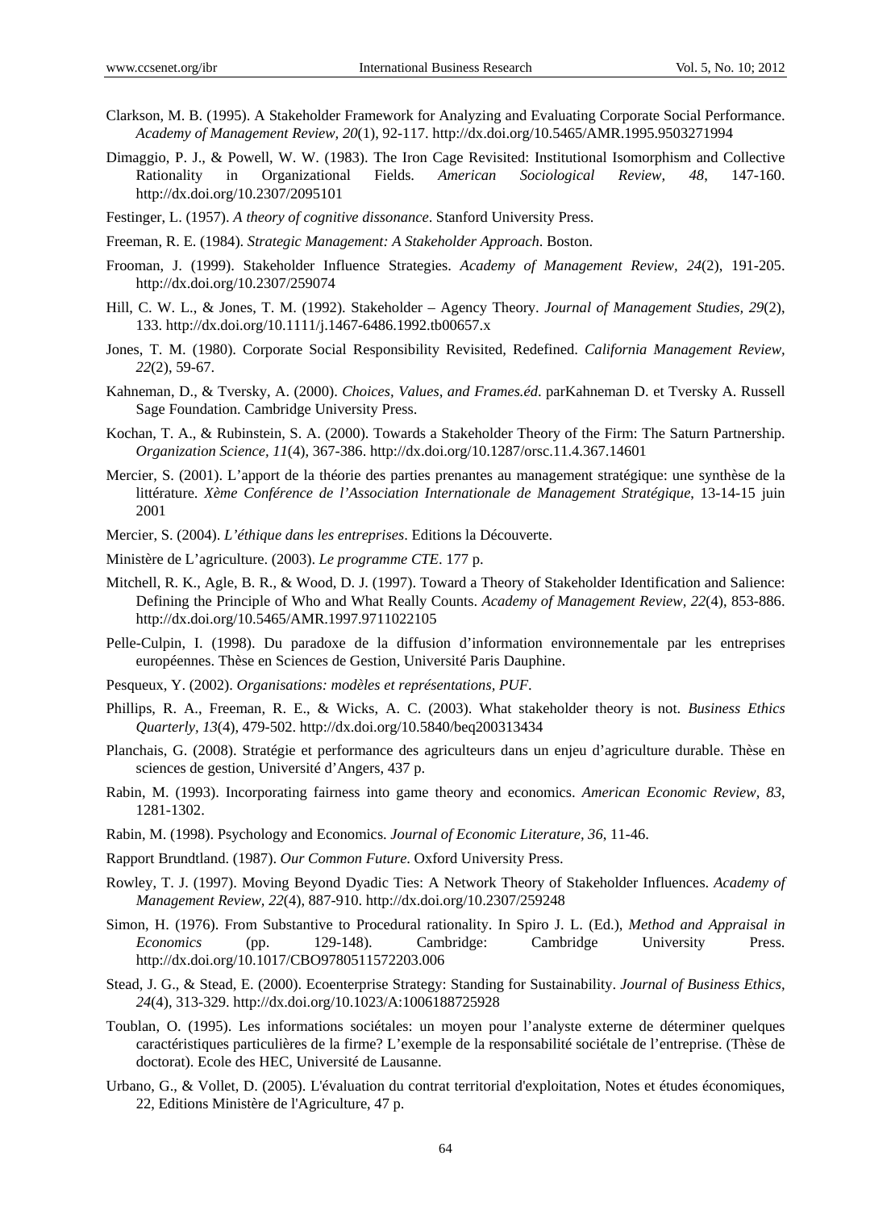Clarkson, M. B. (1995). A Stakeholder Framework for Analyzing and Evaluating Corporate Social Performance. *Academy of Management Review, 20*(1), 92-117. http://dx.doi.org/10.5465/AMR.1995.9503271994

Dimaggio, P. J., & Powell, W. W. (1983). The Iron Cage Revisited: Institutional Isomorphism and Collective Rationality in Organizational Fields. *American Sociological Review, 48*, 147-160. http://dx.doi.org/10.2307/2095101

Festinger, L. (1957). *A theory of cognitive dissonance*. Stanford University Press.

Freeman, R. E. (1984). *Strategic Management: A Stakeholder Approach*. Boston.

Frooman, J. (1999). Stakeholder Influence Strategies. *Academy of Management Review, 24*(2), 191-205. http://dx.doi.org/10.2307/259074

Hill, C. W. L., & Jones, T. M. (1992). Stakeholder – Agency Theory. *Journal of Management Studies, 29*(2), 133. http://dx.doi.org/10.1111/j.1467-6486.1992.tb00657.x

Jones, T. M. (1980). Corporate Social Responsibility Revisited, Redefined. *California Management Review, 22*(2), 59-67.

Kahneman, D., & Tversky, A. (2000). *Choices, Values, and Frames.éd*. parKahneman D. et Tversky A. Russell Sage Foundation. Cambridge University Press.

Kochan, T. A., & Rubinstein, S. A. (2000). Towards a Stakeholder Theory of the Firm: The Saturn Partnership. *Organization Science, 11*(4), 367-386. http://dx.doi.org/10.1287/orsc.11.4.367.14601

Mercier, S. (2001). L'apport de la théorie des parties prenantes au management stratégique: une synthèse de la littérature. *Xème Conférence de l'Association Internationale de Management Stratégique*, 13-14-15 juin 2001

Mercier, S. (2004). *L'éthique dans les entreprises*. Editions la Découverte.

Ministère de L'agriculture. (2003). *Le programme CTE*. 177 p.

Mitchell, R. K., Agle, B. R., & Wood, D. J. (1997). Toward a Theory of Stakeholder Identification and Salience: Defining the Principle of Who and What Really Counts. *Academy of Management Review, 22*(4), 853-886. http://dx.doi.org/10.5465/AMR.1997.9711022105

Pelle-Culpin, I. (1998). Du paradoxe de la diffusion d'information environnementale par les entreprises européennes. Thèse en Sciences de Gestion, Université Paris Dauphine.

Pesqueux, Y. (2002). *Organisations: modèles et représentations, PUF*.

Phillips, R. A., Freeman, R. E., & Wicks, A. C. (2003). What stakeholder theory is not. *Business Ethics Quarterly, 13*(4), 479-502. http://dx.doi.org/10.5840/beq200313434

Planchais, G. (2008). Stratégie et performance des agriculteurs dans un enjeu d'agriculture durable. Thèse en sciences de gestion, Université d'Angers, 437 p.

Rabin, M. (1993). Incorporating fairness into game theory and economics. *American Economic Review, 83*, 1281-1302.

Rabin, M. (1998). Psychology and Economics. *Journal of Economic Literature, 36*, 11-46.

Rapport Brundtland. (1987). *Our Common Future*. Oxford University Press.

Rowley, T. J. (1997). Moving Beyond Dyadic Ties: A Network Theory of Stakeholder Influences. *Academy of Management Review, 22*(4), 887-910. http://dx.doi.org/10.2307/259248

Simon, H. (1976). From Substantive to Procedural rationality. In Spiro J. L. (Ed.), *Method and Appraisal in Economics* (pp. 129-148). Cambridge: Cambridge University Press. http://dx.doi.org/10.1017/CBO9780511572203.006

Stead, J. G., & Stead, E. (2000). Ecoenterprise Strategy: Standing for Sustainability. *Journal of Business Ethics, 24*(4), 313-329. http://dx.doi.org/10.1023/A:1006188725928

Toublan, O. (1995). Les informations sociétales: un moyen pour l'analyste externe de déterminer quelques caractéristiques particulières de la firme? L'exemple de la responsabilité sociétale de l'entreprise. (Thèse de doctorat). Ecole des HEC, Université de Lausanne.

Urbano, G., & Vollet, D. (2005). L'évaluation du contrat territorial d'exploitation, Notes et études économiques, 22, Editions Ministère de l'Agriculture, 47 p.